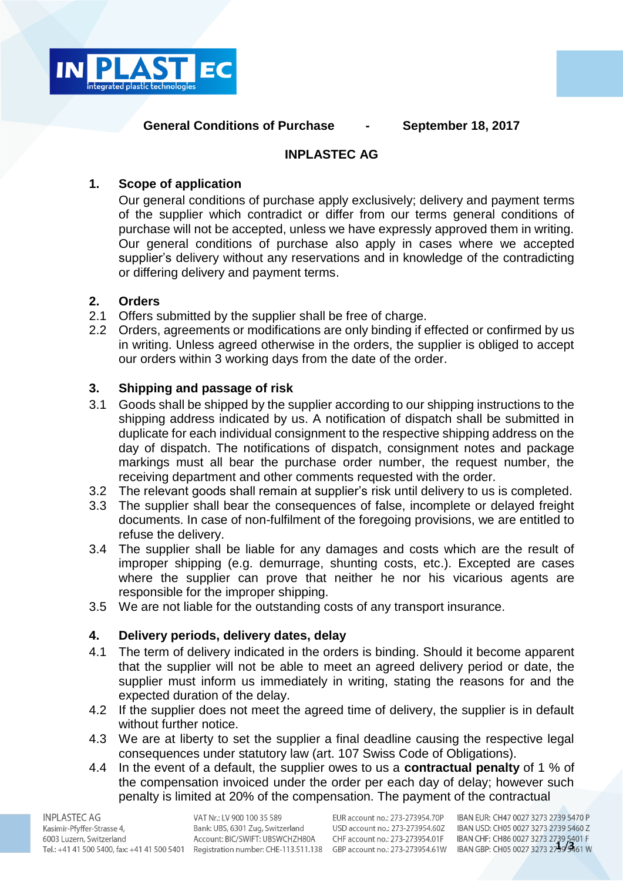**General Conditions of Purchase - September 18, 2017**

**INPLASTEC AG**

## 1. Scope of application

Our general conditions of purchase apply exclusively; delivery and payment terms of the supplier which contradict or differ from our terms general conditions of purchase will not be accepted, unless we have expressly approved them in writing. Our general conditions of purchase also apply in cases where we accepted supplier's delivery without any reservations and in knowledge of the contradicting or differing delivery and payment terms.

## 2. Orders

2.1 Offers submitted by the supplier shall be free of charge.

2.2 Orders, agreements or modifications are only binding if effected or confirmed by us in writing. Unless agreed otherwise in the orders, the supplier is obliged to accept our orders within 3 working days from the date of the order.

## 3. Shipping and passage of risk

3.1 Goods shall be shipped by the supplier according to our shipping instructions to the shipping address indicated by us. A notification of dispatch shall be submitted in duplicate for each individual consignment to the respective shipping address on the day of dispatch. The notifications of dispatch, consignment notes and package markings must all bear the purchase order number, the request number, the receiving department and other comments requested with the order.

3.2 The relevant goods shall remain at supplier's risk until delivery to us is completed.

3.3 The supplier shall bear the consequences of false, incomplete or delayed freight documents. In case of non-fulfilment of the foregoing provisions, we are entitled to refuse the delivery.

3.4 The supplier shall be liable for any damages and costs which are the result of improper shipping (e.g. demurrage, shunting costs, etc.). Excepted are cases where the supplier can prove that neither he nor his vicarious agents are responsible for the improper shipping.

3.5 We are not liable for the outstanding costs of any transport insurance.

## 4. Delivery periods, delivery dates, delay

4.1 The term of delivery indicated in the orders is binding. Should it become apparent that the supplier will not be able to meet an agreed delivery period or date, the supplier must inform us immediately in writing, stating the reasons for and the expected duration of the delay.

4.2 If the supplier does not meet the agreed time of delivery, the supplier is in default without further notice.

4.3 We are at liberty to set the supplier a final deadline causing the respective legal consequences under statutory law (art. 107 Swiss Code of Obligations).

4.4 In the event of a default, the supplier owes to us a **contractual penalty** of 1 % of the compensation invoiced under the order per each day of delay; however such penalty is limited at 20% of the compensation. The payment of the contractual

INPLASTEC AG
Kasimir-Pfyffer-Strasse 4,
6003 Luzern, Switzerland
Tel.: +41 41 500 5400, fax: +41 41 500 5401

VAT Nr.: LV 900 100 35 589
Bank: UBS, 6301 Zug, Switzerland
Account: BIC/SWIFT: UBSWCHZH80A
Registration number: CHE-113.511.138

EUR account no.: 273-273954.70P
USD account no.: 273-273954.60Z
CHF account no.: 273-273954.01F
GBP account no.: 273-273954.61W

IBAN EUR: CH47 0027 3273 2739 5470 P
IBAN USD: CH05 0027 3273 2739 5460 Z
IBAN CHF: CH86 0027 3273 2739 5401 F
IBAN GBP: CH05 0027 3273 2739 5461 W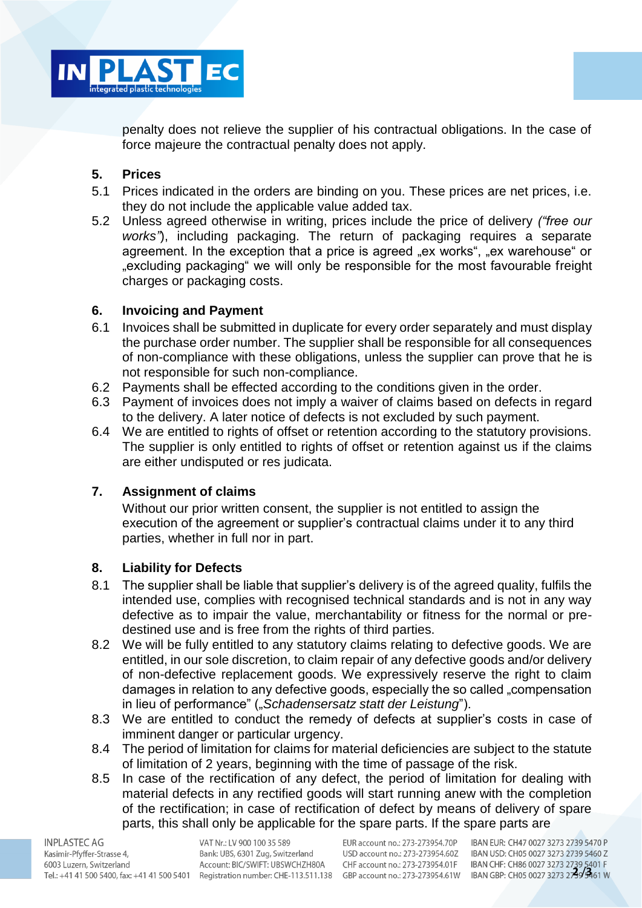penalty does not relieve the supplier of his contractual obligations. In the case of force majeure the contractual penalty does not apply.

## 5. Prices

5.1 Prices indicated in the orders are binding on you. These prices are net prices, i.e. they do not include the applicable value added tax.

5.2 Unless agreed otherwise in writing, prices include the price of delivery *("free our works")*, including packaging. The return of packaging requires a separate agreement. In the exception that a price is agreed „ex works", „ex warehouse" or „excluding packaging" we will only be responsible for the most favourable freight charges or packaging costs.

## 6. Invoicing and Payment

6.1 Invoices shall be submitted in duplicate for every order separately and must display the purchase order number. The supplier shall be responsible for all consequences of non-compliance with these obligations, unless the supplier can prove that he is not responsible for such non-compliance.

6.2 Payments shall be effected according to the conditions given in the order.

6.3 Payment of invoices does not imply a waiver of claims based on defects in regard to the delivery. A later notice of defects is not excluded by such payment.

6.4 We are entitled to rights of offset or retention according to the statutory provisions. The supplier is only entitled to rights of offset or retention against us if the claims are either undisputed or res judicata.

## 7. Assignment of claims

Without our prior written consent, the supplier is not entitled to assign the execution of the agreement or supplier's contractual claims under it to any third parties, whether in full nor in part.

## 8. Liability for Defects

8.1 The supplier shall be liable that supplier's delivery is of the agreed quality, fulfils the intended use, complies with recognised technical standards and is not in any way defective as to impair the value, merchantability or fitness for the normal or pre-destined use and is free from the rights of third parties.

8.2 We will be fully entitled to any statutory claims relating to defective goods. We are entitled, in our sole discretion, to claim repair of any defective goods and/or delivery of non-defective replacement goods. We expressively reserve the right to claim damages in relation to any defective goods, especially the so called „compensation in lieu of performance" („*Schadensersatz statt der Leistung*").

8.3 We are entitled to conduct the remedy of defects at supplier's costs in case of imminent danger or particular urgency.

8.4 The period of limitation for claims for material deficiencies are subject to the statute of limitation of 2 years, beginning with the time of passage of the risk.

8.5 In case of the rectification of any defect, the period of limitation for dealing with material defects in any rectified goods will start running anew with the completion of the rectification; in case of rectification of defect by means of delivery of spare parts, this shall only be applicable for the spare parts. If the spare parts are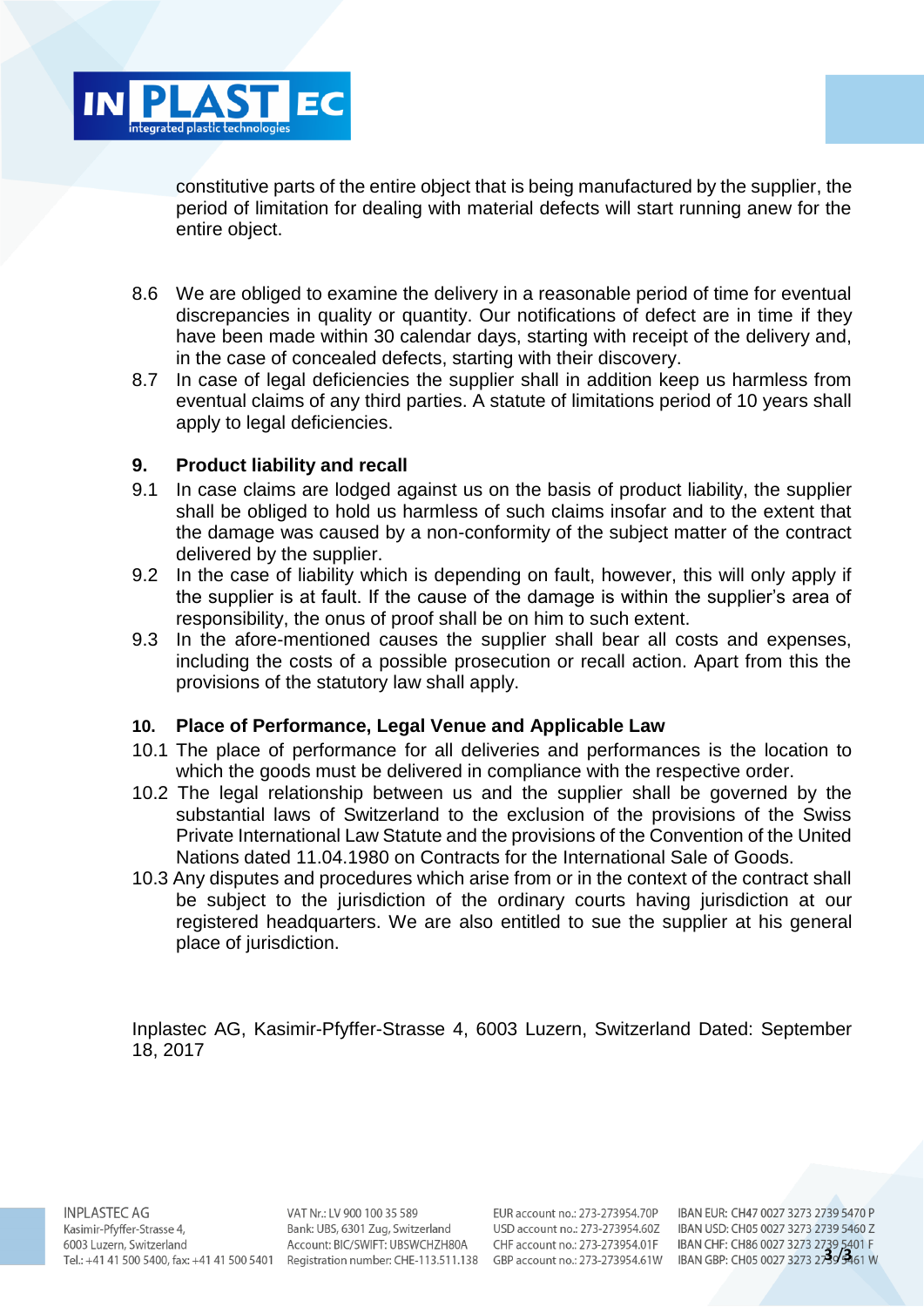constitutive parts of the entire object that is being manufactured by the supplier, the period of limitation for dealing with material defects will start running anew for the entire object.

8.6 We are obliged to examine the delivery in a reasonable period of time for eventual discrepancies in quality or quantity. Our notifications of defect are in time if they have been made within 30 calendar days, starting with receipt of the delivery and, in the case of concealed defects, starting with their discovery.

8.7 In case of legal deficiencies the supplier shall in addition keep us harmless from eventual claims of any third parties. A statute of limitations period of 10 years shall apply to legal deficiencies.

## 9. Product liability and recall

9.1 In case claims are lodged against us on the basis of product liability, the supplier shall be obliged to hold us harmless of such claims insofar and to the extent that the damage was caused by a non-conformity of the subject matter of the contract delivered by the supplier.

9.2 In the case of liability which is depending on fault, however, this will only apply if the supplier is at fault. If the cause of the damage is within the supplier's area of responsibility, the onus of proof shall be on him to such extent.

9.3 In the afore-mentioned causes the supplier shall bear all costs and expenses, including the costs of a possible prosecution or recall action. Apart from this the provisions of the statutory law shall apply.

## 10. Place of Performance, Legal Venue and Applicable Law

10.1 The place of performance for all deliveries and performances is the location to which the goods must be delivered in compliance with the respective order.

10.2 The legal relationship between us and the supplier shall be governed by the substantial laws of Switzerland to the exclusion of the provisions of the Swiss Private International Law Statute and the provisions of the Convention of the United Nations dated 11.04.1980 on Contracts for the International Sale of Goods.

10.3 Any disputes and procedures which arise from or in the context of the contract shall be subject to the jurisdiction of the ordinary courts having jurisdiction at our registered headquarters. We are also entitled to sue the supplier at his general place of jurisdiction.

Inplastec AG, Kasimir-Pfyffer-Strasse 4, 6003 Luzern, Switzerland Dated: September 18, 2017